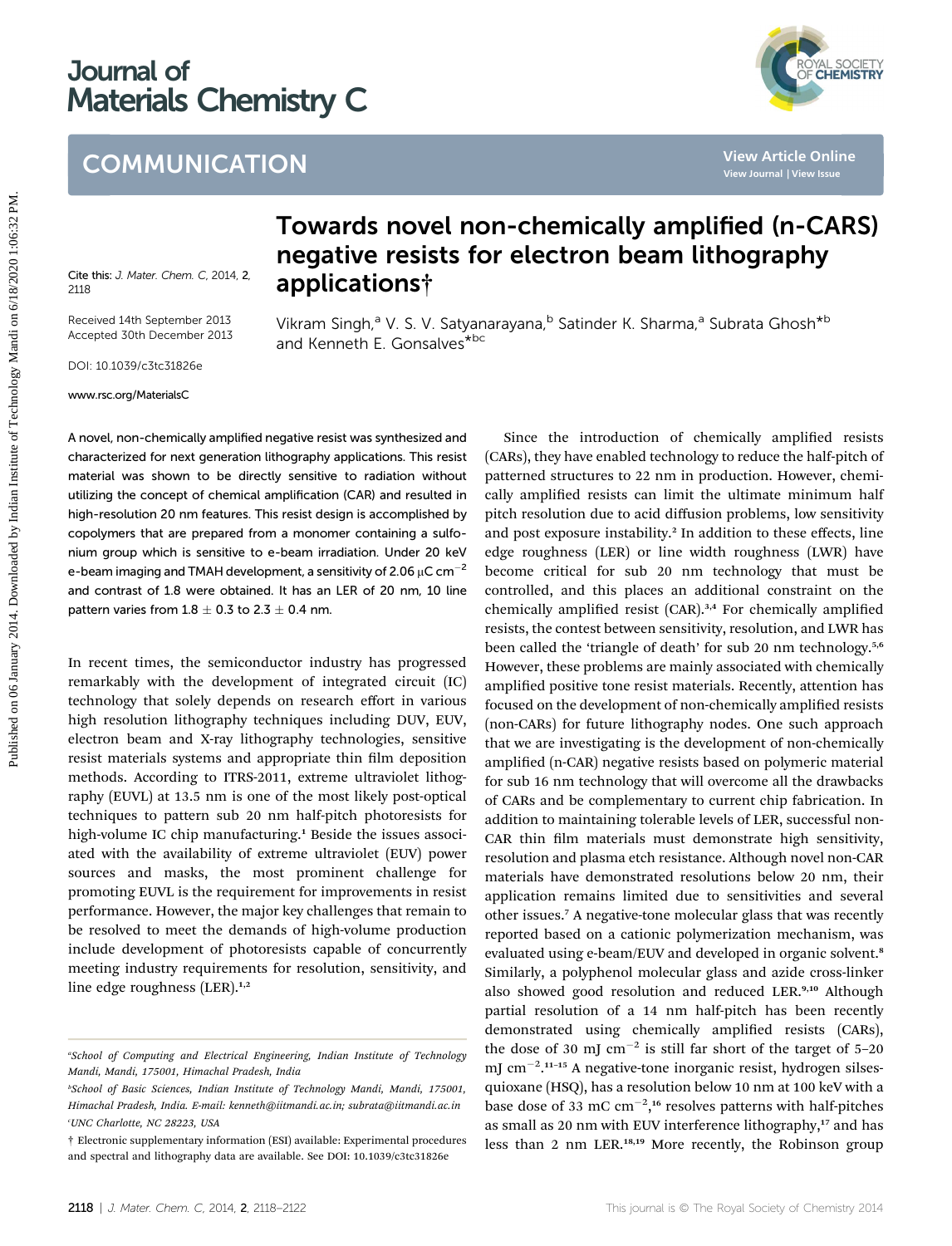# Journal of Materials Chemistry C

COMMUNICATION

# Towards novel non-chemically amplified (n-CARS) negative resists for electron beam lithography applications†

Cite this: *J. Mater. Chem. C*, 2014, **2**, 2118

Received 14th September 2013
Accepted 30th December 2013

DOI: 10.1039/c3tc31826e

www.rsc.org/MaterialsC

Vikram Singh,[a] V. S. V. Satyanarayana,[b] Satinder K. Sharma,[a] Subrata Ghosh*[b] and Kenneth E. Gonsalves*[bc]

A novel, non-chemically amplified negative resist was synthesized and characterized for next generation lithography applications. This resist material was shown to be directly sensitive to radiation without utilizing the concept of chemical amplification (CAR) and resulted in high-resolution 20 nm features. This resist design is accomplished by copolymers that are prepared from a monomer containing a sulfonium group which is sensitive to e-beam irradiation. Under 20 keV e-beam imaging and TMAH development, a sensitivity of 2.06 μC $cm^{-2}$ and contrast of 1.8 were obtained. It has an LER of 20 nm, 10 line pattern varies from 1.8 ± 0.3 to 2.3 ± 0.4 nm.

In recent times, the semiconductor industry has progressed remarkably with the development of integrated circuit (IC) technology that solely depends on research effort in various high resolution lithography techniques including DUV, EUV, electron beam and X-ray lithography technologies, sensitive resist materials systems and appropriate thin film deposition methods. According to ITRS-2011, extreme ultraviolet lithography (EUVL) at 13.5 nm is one of the most likely post-optical techniques to pattern sub 20 nm half-pitch photoresists for high-volume IC chip manufacturing.[1] Beside the issues associated with the availability of extreme ultraviolet (EUV) power sources and masks, the most prominent challenge for promoting EUVL is the requirement for improvements in resist performance. However, the major key challenges that remain to be resolved to meet the demands of high-volume production include development of photoresists capable of concurrently meeting industry requirements for resolution, sensitivity, and line edge roughness (LER).[1,2]

Since the introduction of chemically amplified resists (CARs), they have enabled technology to reduce the half-pitch of patterned structures to 22 nm in production. However, chemically amplified resists can limit the ultimate minimum half pitch resolution due to acid diffusion problems, low sensitivity and post exposure instability.[2] In addition to these effects, line edge roughness (LER) or line width roughness (LWR) have become critical for sub 20 nm technology that must be controlled, and this places an additional constraint on the chemically amplified resist (CAR).[3,4] For chemically amplified resists, the contest between sensitivity, resolution, and LWR has been called the 'triangle of death' for sub 20 nm technology.[5,6] However, these problems are mainly associated with chemically amplified positive tone resist materials. Recently, attention has focused on the development of non-chemically amplified resists (non-CARs) for future lithography nodes. One such approach that we are investigating is the development of non-chemically amplified (n-CAR) negative resists based on polymeric material for sub 16 nm technology that will overcome all the drawbacks of CARs and be complementary to current chip fabrication. In addition to maintaining tolerable levels of LER, successful non-CAR thin film materials must demonstrate high sensitivity, resolution and plasma etch resistance. Although novel non-CAR materials have demonstrated resolutions below 20 nm, their application remains limited due to sensitivities and several other issues.[7] A negative-tone molecular glass that was recently reported based on a cationic polymerization mechanism, was evaluated using e-beam/EUV and developed in organic solvent.[8] Similarly, a polyphenol molecular glass and azide cross-linker also showed good resolution and reduced LER.[9,10] Although partial resolution of a 14 nm half-pitch has been recently demonstrated using chemically amplified resists (CARs), the dose of 30 mJ $cm^{-2}$ is still far short of the target of 5–20 mJ $cm^{-2}$.[11–15] A negative-tone inorganic resist, hydrogen silsesquioxane (HSQ), has a resolution below 10 nm at 100 keV with a base dose of 33 mC $cm^{-2}$,[16] resolves patterns with half-pitches as small as 20 nm with EUV interference lithography,[17] and has less than 2 nm LER.[18,19] More recently, the Robinson group

[a] *School of Computing and Electrical Engineering, Indian Institute of Technology Mandi, Mandi, 175001, Himachal Pradesh, India*

[b] *School of Basic Sciences, Indian Institute of Technology Mandi, Mandi, 175001, Himachal Pradesh, India. E-mail: kenneth@iitmandi.ac.in; subrata@iitmandi.ac.in*

[c] *UNC Charlotte, NC 28223, USA*

† Electronic supplementary information (ESI) available: Experimental procedures and spectral and lithography data are available. See DOI: 10.1039/c3tc31826e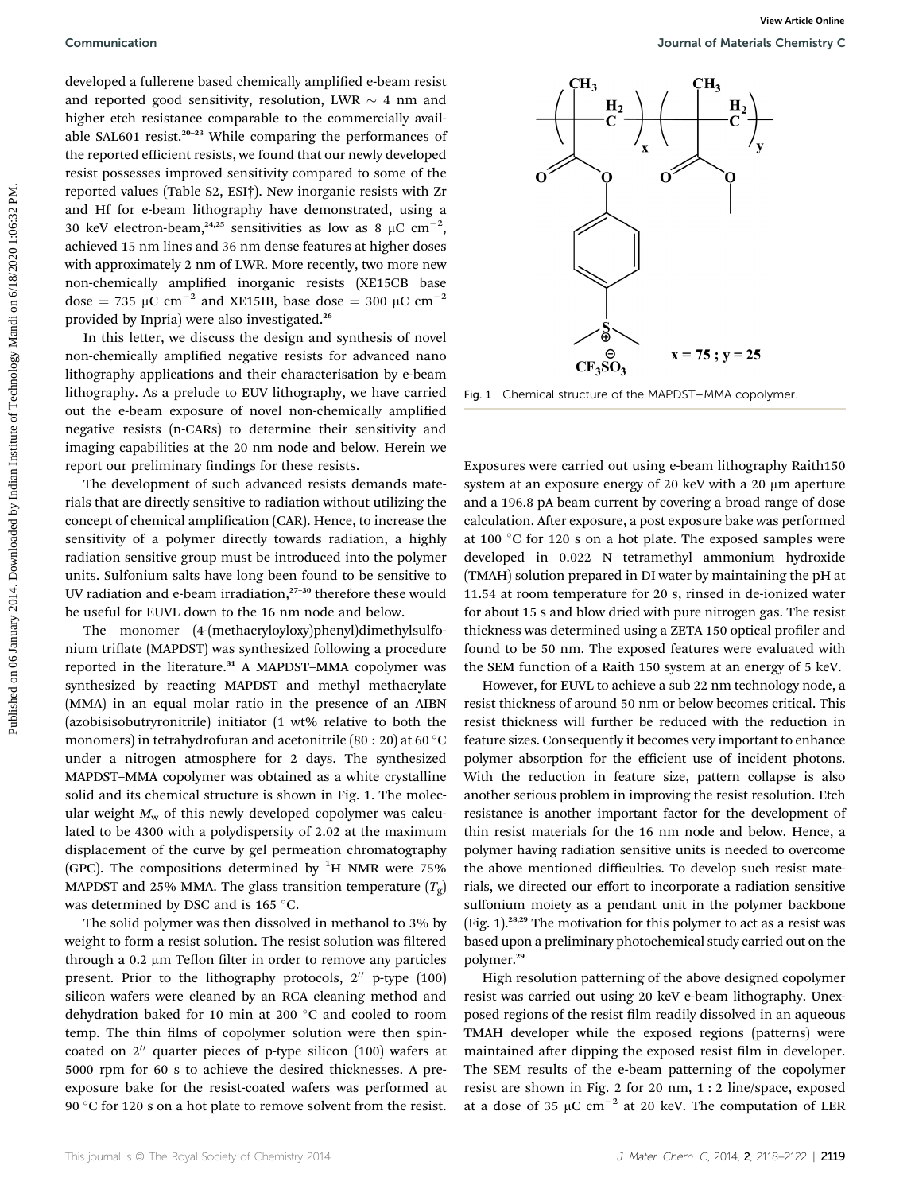developed a fullerene based chemically amplified e-beam resist and reported good sensitivity, resolution, LWR ~ 4 nm and higher etch resistance comparable to the commercially available SAL601 resist.[20–23] While comparing the performances of the reported efficient resists, we found that our newly developed resist possesses improved sensitivity compared to some of the reported values (Table S2, ESI†). New inorganic resists with Zr and Hf for e-beam lithography have demonstrated, using a 30 keV electron-beam,[24,25] sensitivities as low as 8 μC cm$^{-2}$, achieved 15 nm lines and 36 nm dense features at higher doses with approximately 2 nm of LWR. More recently, two more new non-chemically amplified inorganic resists (XE15CB base dose = 735 μC cm$^{-2}$ and XE15IB, base dose = 300 μC cm$^{-2}$ provided by Inpria) were also investigated.[26]

In this letter, we discuss the design and synthesis of novel non-chemically amplified negative resists for advanced nano lithography applications and their characterisation by e-beam lithography. As a prelude to EUV lithography, we have carried out the e-beam exposure of novel non-chemically amplified negative resists (n-CARs) to determine their sensitivity and imaging capabilities at the 20 nm node and below. Herein we report our preliminary findings for these resists.

The development of such advanced resists demands materials that are directly sensitive to radiation without utilizing the concept of chemical amplification (CAR). Hence, to increase the sensitivity of a polymer directly towards radiation, a highly radiation sensitive group must be introduced into the polymer units. Sulfonium salts have long been found to be sensitive to UV radiation and e-beam irradiation,[27–30] therefore these would be useful for EUVL down to the 16 nm node and below.

The monomer (4-(methacryloyloxy)phenyl)dimethylsulfonium triflate (MAPDST) was synthesized following a procedure reported in the literature.[31] A MAPDST–MMA copolymer was synthesized by reacting MAPDST and methyl methacrylate (MMA) in an equal molar ratio in the presence of an AIBN (azobisisobutyronitrile) initiator (1 wt% relative to both the monomers) in tetrahydrofuran and acetonitrile (80 : 20) at 60 °C under a nitrogen atmosphere for 2 days. The synthesized MAPDST–MMA copolymer was obtained as a white crystalline solid and its chemical structure is shown in Fig. 1. The molecular weight $M_w$ of this newly developed copolymer was calculated to be 4300 with a polydispersity of 2.02 at the maximum displacement of the curve by gel permeation chromatography (GPC). The compositions determined by $^1$H NMR were 75% MAPDST and 25% MMA. The glass transition temperature ($T_g$) was determined by DSC and is 165 °C.

The solid polymer was then dissolved in methanol to 3% by weight to form a resist solution. The resist solution was filtered through a 0.2 μm Teflon filter in order to remove any particles present. Prior to the lithography protocols, 2″ p-type (100) silicon wafers were cleaned by an RCA cleaning method and dehydration baked for 10 min at 200 °C and cooled to room temp. The thin films of copolymer solution were then spin-coated on 2″ quarter pieces of p-type silicon (100) wafers at 5000 rpm for 60 s to achieve the desired thicknesses. A pre-exposure bake for the resist-coated wafers was performed at 90 °C for 120 s on a hot plate to remove solvent from the resist.

x = 75 ; y = 25

Fig. 1 Chemical structure of the MAPDST–MMA copolymer.

Exposures were carried out using e-beam lithography Raith150 system at an exposure energy of 20 keV with a 20 μm aperture and a 196.8 pA beam current by covering a broad range of dose calculation. After exposure, a post exposure bake was performed at 100 °C for 120 s on a hot plate. The exposed samples were developed in 0.022 N tetramethyl ammonium hydroxide (TMAH) solution prepared in DI water by maintaining the pH at 11.54 at room temperature for 20 s, rinsed in de-ionized water for about 15 s and blow dried with pure nitrogen gas. The resist thickness was determined using a ZETA 150 optical profiler and found to be 50 nm. The exposed features were evaluated with the SEM function of a Raith 150 system at an energy of 5 keV.

However, for EUVL to achieve a sub 22 nm technology node, a resist thickness of around 50 nm or below becomes critical. This resist thickness will further be reduced with the reduction in feature sizes. Consequently it becomes very important to enhance polymer absorption for the efficient use of incident photons. With the reduction in feature size, pattern collapse is also another serious problem in improving the resist resolution. Etch resistance is another important factor for the development of thin resist materials for the 16 nm node and below. Hence, a polymer having radiation sensitive units is needed to overcome the above mentioned difficulties. To develop such resist materials, we directed our effort to incorporate a radiation sensitive sulfonium moiety as a pendant unit in the polymer backbone (Fig. 1).[28,29] The motivation for this polymer to act as a resist was based upon a preliminary photochemical study carried out on the polymer.[29]

High resolution patterning of the above designed copolymer resist was carried out using 20 keV e-beam lithography. Unexposed regions of the resist film readily dissolved in an aqueous TMAH developer while the exposed regions (patterns) were maintained after dipping the exposed resist film in developer. The SEM results of the e-beam patterning of the copolymer resist are shown in Fig. 2 for 20 nm, 1 : 2 line/space, exposed at a dose of 35 μC cm$^{-2}$ at 20 keV. The computation of LER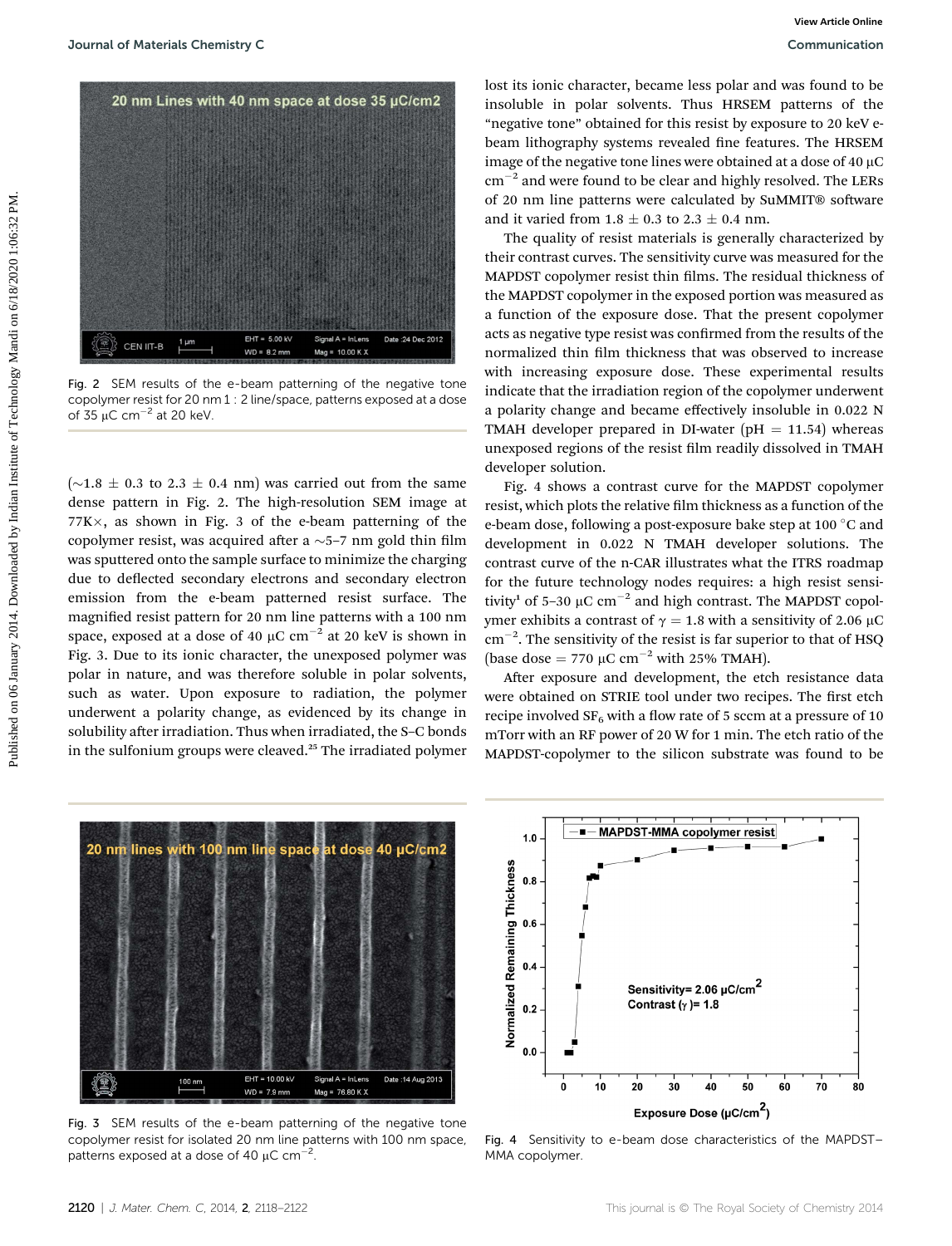Fig. 2 SEM results of the e-beam patterning of the negative tone copolymer resist for 20 nm 1 : 2 line/space, patterns exposed at a dose of 35 μC cm$^{-2}$ at 20 keV.

(∼1.8 ± 0.3 to 2.3 ± 0.4 nm) was carried out from the same dense pattern in Fig. 2. The high-resolution SEM image at 77K×, as shown in Fig. 3 of the e-beam patterning of the copolymer resist, was acquired after a ∼5–7 nm gold thin film was sputtered onto the sample surface to minimize the charging due to deflected secondary electrons and secondary electron emission from the e-beam patterned resist surface. The magnified resist pattern for 20 nm line patterns with a 100 nm space, exposed at a dose of 40 μC cm$^{-2}$ at 20 keV is shown in Fig. 3. Due to its ionic character, the unexposed polymer was polar in nature, and was therefore soluble in polar solvents, such as water. Upon exposure to radiation, the polymer underwent a polarity change, as evidenced by its change in solubility after irradiation. Thus when irradiated, the S–C bonds in the sulfonium groups were cleaved.[25] The irradiated polymer lost its ionic character, became less polar and was found to be insoluble in polar solvents. Thus HRSEM patterns of the "negative tone" obtained for this resist by exposure to 20 keV e-beam lithography systems revealed fine features. The HRSEM image of the negative tone lines were obtained at a dose of 40 μC cm$^{-2}$ and were found to be clear and highly resolved. The LERs of 20 nm line patterns were calculated by SuMMIT® software and it varied from 1.8 ± 0.3 to 2.3 ± 0.4 nm.

The quality of resist materials is generally characterized by their contrast curves. The sensitivity curve was measured for the MAPDST copolymer resist thin films. The residual thickness of the MAPDST copolymer in the exposed portion was measured as a function of the exposure dose. That the present copolymer acts as negative type resist was confirmed from the results of the normalized thin film thickness that was observed to increase with increasing exposure dose. These experimental results indicate that the irradiation region of the copolymer underwent a polarity change and became effectively insoluble in 0.022 N TMAH developer prepared in DI-water (pH = 11.54) whereas unexposed regions of the resist film readily dissolved in TMAH developer solution.

Fig. 4 shows a contrast curve for the MAPDST copolymer resist, which plots the relative film thickness as a function of the e-beam dose, following a post-exposure bake step at 100 °C and development in 0.022 N TMAH developer solutions. The contrast curve of the n-CAR illustrates what the ITRS roadmap for the future technology nodes requires: a high resist sensitivity[1] of 5–30 μC cm$^{-2}$ and high contrast. The MAPDST copolymer exhibits a contrast of $\gamma = 1.8$ with a sensitivity of 2.06 μC cm$^{-2}$. The sensitivity of the resist is far superior to that of HSQ (base dose = 770 μC cm$^{-2}$ with 25% TMAH).

After exposure and development, the etch resistance data were obtained on STRIE tool under two recipes. The first etch recipe involved $SF_6$ with a flow rate of 5 sccm at a pressure of 10 mTorr with an RF power of 20 W for 1 min. The etch ratio of the MAPDST-copolymer to the silicon substrate was found to be

Fig. 3 SEM results of the e-beam patterning of the negative tone copolymer resist for isolated 20 nm line patterns with 100 nm space, patterns exposed at a dose of 40 μC cm$^{-2}$.

Fig. 4 Sensitivity to e-beam dose characteristics of the MAPDST–MMA copolymer.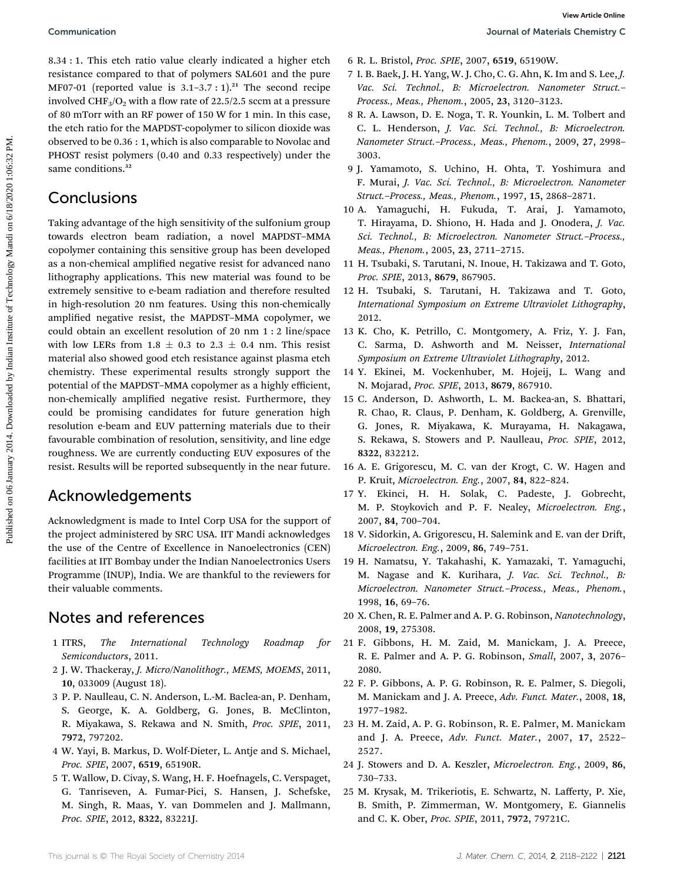8.34 : 1. This etch ratio value clearly indicated a higher etch resistance compared to that of polymers SAL601 and the pure MF07-01 (reported value is 3.1–3.7 : 1).[21] The second recipe involved $CHF_3/O_2$ with a flow rate of 22.5/2.5 sccm at a pressure of 80 mTorr with an RF power of 150 W for 1 min. In this case, the etch ratio for the MAPDST-copolymer to silicon dioxide was observed to be 0.36 : 1, which is also comparable to Novolac and PHOST resist polymers (0.40 and 0.33 respectively) under the same conditions.[32]

## Conclusions

Taking advantage of the high sensitivity of the sulfonium group towards electron beam radiation, a novel MAPDST–MMA copolymer containing this sensitive group has been developed as a non-chemical amplified negative resist for advanced nano lithography applications. This new material was found to be extremely sensitive to e-beam radiation and therefore resulted in high-resolution 20 nm features. Using this non-chemically amplified negative resist, the MAPDST–MMA copolymer, we could obtain an excellent resolution of 20 nm 1 : 2 line/space with low LERs from 1.8 ± 0.3 to 2.3 ± 0.4 nm. This resist material also showed good etch resistance against plasma etch chemistry. These experimental results strongly support the potential of the MAPDST–MMA copolymer as a highly efficient, non-chemically amplified negative resist. Furthermore, they could be promising candidates for future generation high resolution e-beam and EUV patterning materials due to their favourable combination of resolution, sensitivity, and line edge roughness. We are currently conducting EUV exposures of the resist. Results will be reported subsequently in the near future.

## Acknowledgements

Acknowledgment is made to Intel Corp USA for the support of the project administered by SRC USA. IIT Mandi acknowledges the use of the Centre of Excellence in Nanoelectronics (CEN) facilities at IIT Bombay under the Indian Nanoelectronics Users Programme (INUP), India. We are thankful to the reviewers for their valuable comments.

## Notes and references

1 ITRS, *The International Technology Roadmap for Semiconductors*, 2011.
2 J. W. Thackeray, *J. Micro/Nanolithogr., MEMS, MOEMS*, 2011, **10**, 033009 (August 18).
3 P. P. Naulleau, C. N. Anderson, L.-M. Baclea-an, P. Denham, S. George, K. A. Goldberg, G. Jones, B. McClinton, R. Miyakawa, S. Rekawa and N. Smith, *Proc. SPIE*, 2011, **7972**, 797202.
4 W. Yayi, B. Markus, D. Wolf-Dieter, L. Antje and S. Michael, *Proc. SPIE*, 2007, **6519**, 65190R.
5 T. Wallow, D. Civay, S. Wang, H. F. Hoefnagels, C. Verspaget, G. Tanriseven, A. Fumar-Pici, S. Hansen, J. Schefske, M. Singh, R. Maas, Y. van Dommelen and J. Mallmann, *Proc. SPIE*, 2012, **8322**, 83221J.
6 R. L. Bristol, *Proc. SPIE*, 2007, **6519**, 65190W.
7 I. B. Baek, J. H. Yang, W. J. Cho, C. G. Ahn, K. Im and S. Lee, *J. Vac. Sci. Technol., B: Microelectron. Nanometer Struct.–Process., Meas., Phenom.*, 2005, **23**, 3120–3123.
8 R. A. Lawson, D. E. Noga, T. R. Younkin, L. M. Tolbert and C. L. Henderson, *J. Vac. Sci. Technol., B: Microelectron. Nanometer Struct.–Process., Meas., Phenom.*, 2009, **27**, 2998–3003.
9 J. Yamamoto, S. Uchino, H. Ohta, T. Yoshimura and F. Murai, *J. Vac. Sci. Technol., B: Microelectron. Nanometer Struct.–Process., Meas., Phenom.*, 1997, **15**, 2868–2871.
10 A. Yamaguchi, H. Fukuda, T. Arai, J. Yamamoto, T. Hirayama, D. Shiono, H. Hada and J. Onodera, *J. Vac. Sci. Technol., B: Microelectron. Nanometer Struct.–Process., Meas., Phenom.*, 2005, **23**, 2711–2715.
11 H. Tsubaki, S. Tarutani, N. Inoue, H. Takizawa and T. Goto, *Proc. SPIE*, 2013, **8679**, 867905.
12 H. Tsubaki, S. Tarutani, H. Takizawa and T. Goto, *International Symposium on Extreme Ultraviolet Lithography*, 2012.
13 K. Cho, K. Petrillo, C. Montgomery, A. Friz, Y. J. Fan, C. Sarma, D. Ashworth and M. Neisser, *International Symposium on Extreme Ultraviolet Lithography*, 2012.
14 Y. Ekinei, M. Vockenhuber, M. Hojeij, L. Wang and N. Mojarad, *Proc. SPIE*, 2013, **8679**, 867910.
15 C. Anderson, D. Ashworth, L. M. Baclea-an, S. Bhattari, R. Chao, R. Claus, P. Denham, K. Goldberg, A. Grenville, G. Jones, R. Miyakawa, K. Murayama, H. Nakagawa, S. Rekawa, S. Stowers and P. Naulleau, *Proc. SPIE*, 2012, **8322**, 832212.
16 A. E. Grigorescu, M. C. van der Krogt, C. W. Hagen and P. Kruit, *Microelectron. Eng.*, 2007, **84**, 822–824.
17 Y. Ekinci, H. H. Solak, C. Padeste, J. Gobrecht, M. P. Stoykovich and P. F. Nealey, *Microelectron. Eng.*, 2007, **84**, 700–704.
18 V. Sidorkin, A. Grigorescu, H. Salemink and E. van der Drift, *Microelectron. Eng.*, 2009, **86**, 749–751.
19 H. Namatsu, Y. Takahashi, K. Yamazaki, T. Yamaguchi, M. Nagase and K. Kurihara, *J. Vac. Sci. Technol., B: Microelectron. Nanometer Struct.–Process., Meas., Phenom.*, 1998, **16**, 69–76.
20 X. Chen, R. E. Palmer and A. P. G. Robinson, *Nanotechnology*, 2008, **19**, 275308.
21 F. Gibbons, H. M. Zaid, M. Manickam, J. A. Preece, R. E. Palmer and A. P. G. Robinson, *Small*, 2007, **3**, 2076–2080.
22 F. P. Gibbons, A. P. G. Robinson, R. E. Palmer, S. Diegoli, M. Manickam and J. A. Preece, *Adv. Funct. Mater.*, 2008, **18**, 1977–1982.
23 H. M. Zaid, A. P. G. Robinson, R. E. Palmer, M. Manickam and J. A. Preece, *Adv. Funct. Mater.*, 2007, **17**, 2522–2527.
24 J. Stowers and D. A. Keszler, *Microelectron. Eng.*, 2009, **86**, 730–733.
25 M. Krysak, M. Trikeriotis, E. Schwartz, N. Lafferty, P. Xie, B. Smith, P. Zimmerman, W. Montgomery, E. Giannelis and C. K. Ober, *Proc. SPIE*, 2011, **7972**, 79721C.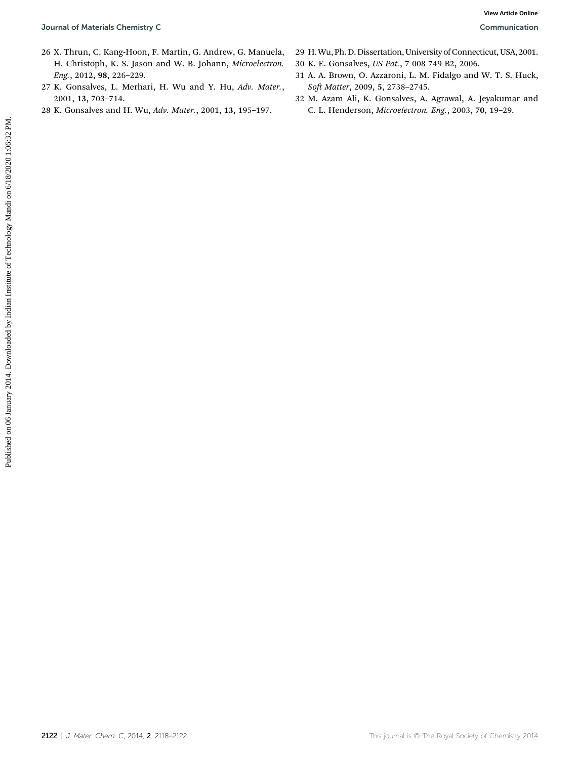26 X. Thrun, C. Kang-Hoon, F. Martin, G. Andrew, G. Manuela, H. Christoph, K. S. Jason and W. B. Johann, *Microelectron. Eng.*, 2012, **98**, 226–229.

27 K. Gonsalves, L. Merhari, H. Wu and Y. Hu, *Adv. Mater.*, 2001, **13**, 703–714.

28 K. Gonsalves and H. Wu, *Adv. Mater.*, 2001, **13**, 195–197.

29 H. Wu, Ph. D. Dissertation, University of Connecticut, USA, 2001.

30 K. E. Gonsalves, *US Pat.*, 7 008 749 B2, 2006.

31 A. A. Brown, O. Azzaroni, L. M. Fidalgo and W. T. S. Huck, *Soft Matter*, 2009, **5**, 2738–2745.

32 M. Azam Ali, K. Gonsalves, A. Agrawal, A. Jeyakumar and C. L. Henderson, *Microelectron. Eng.*, 2003, **70**, 19–29.